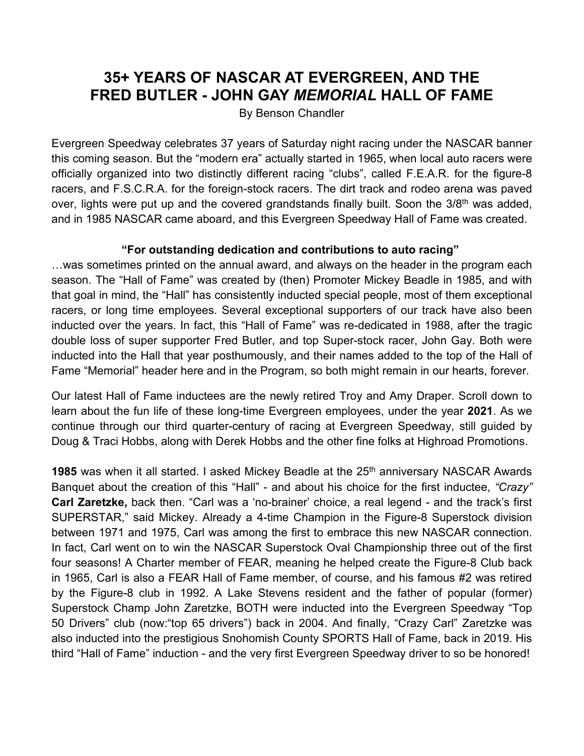# 35+ YEARS OF NASCAR AT EVERGREEN, AND THE FRED BUTLER - JOHN GAY *MEMORIAL* HALL OF FAME

By Benson Chandler

Evergreen Speedway celebrates 37 years of Saturday night racing under the NASCAR banner this coming season. But the "modern era" actually started in 1965, when local auto racers were officially organized into two distinctly different racing "clubs", called F.E.A.R. for the figure-8 racers, and F.S.C.R.A. for the foreign-stock racers. The dirt track and rodeo arena was paved over, lights were put up and the covered grandstands finally built. Soon the 3/8th was added, and in 1985 NASCAR came aboard, and this Evergreen Speedway Hall of Fame was created.

**"For outstanding dedication and contributions to auto racing"**

…was sometimes printed on the annual award, and always on the header in the program each season. The "Hall of Fame" was created by (then) Promoter Mickey Beadle in 1985, and with that goal in mind, the "Hall" has consistently inducted special people, most of them exceptional racers, or long time employees. Several exceptional supporters of our track have also been inducted over the years. In fact, this "Hall of Fame" was re-dedicated in 1988, after the tragic double loss of super supporter Fred Butler, and top Super-stock racer, John Gay. Both were inducted into the Hall that year posthumously, and their names added to the top of the Hall of Fame "Memorial" header here and in the Program, so both might remain in our hearts, forever.

Our latest Hall of Fame inductees are the newly retired Troy and Amy Draper. Scroll down to learn about the fun life of these long-time Evergreen employees, under the year **2021**. As we continue through our third quarter-century of racing at Evergreen Speedway, still guided by Doug & Traci Hobbs, along with Derek Hobbs and the other fine folks at Highroad Promotions.

**1985** was when it all started. I asked Mickey Beadle at the 25th anniversary NASCAR Awards Banquet about the creation of this "Hall" - and about his choice for the first inductee, *"Crazy"* **Carl Zaretzke,** back then. "Carl was a 'no-brainer' choice, a real legend - and the track's first SUPERSTAR," said Mickey. Already a 4-time Champion in the Figure-8 Superstock division between 1971 and 1975, Carl was among the first to embrace this new NASCAR connection. In fact, Carl went on to win the NASCAR Superstock Oval Championship three out of the first four seasons! A Charter member of FEAR, meaning he helped create the Figure-8 Club back in 1965, Carl is also a FEAR Hall of Fame member, of course, and his famous #2 was retired by the Figure-8 club in 1992. A Lake Stevens resident and the father of popular (former) Superstock Champ John Zaretzke, BOTH were inducted into the Evergreen Speedway "Top 50 Drivers" club (now:"top 65 drivers") back in 2004. And finally, "Crazy Carl" Zaretzke was also inducted into the prestigious Snohomish County SPORTS Hall of Fame, back in 2019. His third "Hall of Fame" induction - and the very first Evergreen Speedway driver to so be honored!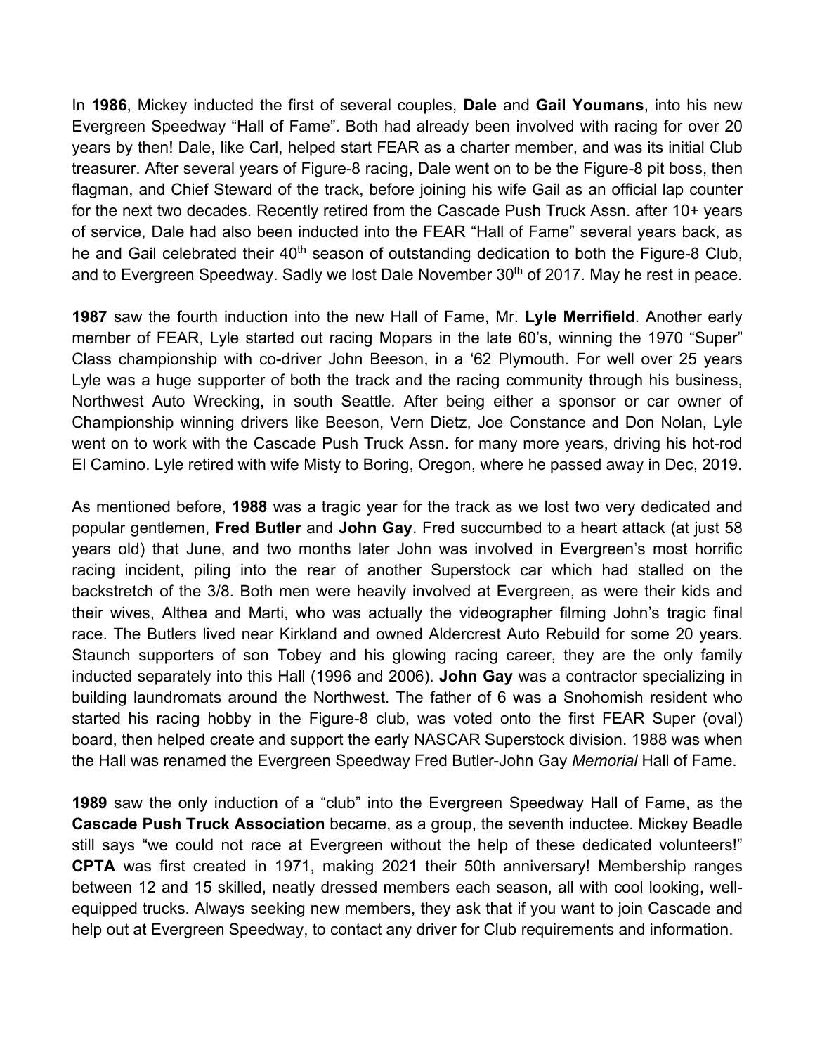In **1986**, Mickey inducted the first of several couples, **Dale** and **Gail Youmans**, into his new Evergreen Speedway "Hall of Fame". Both had already been involved with racing for over 20 years by then! Dale, like Carl, helped start FEAR as a charter member, and was its initial Club treasurer. After several years of Figure-8 racing, Dale went on to be the Figure-8 pit boss, then flagman, and Chief Steward of the track, before joining his wife Gail as an official lap counter for the next two decades. Recently retired from the Cascade Push Truck Assn. after 10+ years of service, Dale had also been inducted into the FEAR "Hall of Fame" several years back, as he and Gail celebrated their 40th season of outstanding dedication to both the Figure-8 Club, and to Evergreen Speedway. Sadly we lost Dale November 30th of 2017. May he rest in peace.

**1987** saw the fourth induction into the new Hall of Fame, Mr. **Lyle Merrifield**. Another early member of FEAR, Lyle started out racing Mopars in the late 60's, winning the 1970 "Super" Class championship with co-driver John Beeson, in a '62 Plymouth. For well over 25 years Lyle was a huge supporter of both the track and the racing community through his business, Northwest Auto Wrecking, in south Seattle. After being either a sponsor or car owner of Championship winning drivers like Beeson, Vern Dietz, Joe Constance and Don Nolan, Lyle went on to work with the Cascade Push Truck Assn. for many more years, driving his hot-rod El Camino. Lyle retired with wife Misty to Boring, Oregon, where he passed away in Dec, 2019.

As mentioned before, **1988** was a tragic year for the track as we lost two very dedicated and popular gentlemen, **Fred Butler** and **John Gay**. Fred succumbed to a heart attack (at just 58 years old) that June, and two months later John was involved in Evergreen's most horrific racing incident, piling into the rear of another Superstock car which had stalled on the backstretch of the 3/8. Both men were heavily involved at Evergreen, as were their kids and their wives, Althea and Marti, who was actually the videographer filming John's tragic final race. The Butlers lived near Kirkland and owned Aldercrest Auto Rebuild for some 20 years. Staunch supporters of son Tobey and his glowing racing career, they are the only family inducted separately into this Hall (1996 and 2006). **John Gay** was a contractor specializing in building laundromats around the Northwest. The father of 6 was a Snohomish resident who started his racing hobby in the Figure-8 club, was voted onto the first FEAR Super (oval) board, then helped create and support the early NASCAR Superstock division. 1988 was when the Hall was renamed the Evergreen Speedway Fred Butler-John Gay *Memorial* Hall of Fame.

**1989** saw the only induction of a "club" into the Evergreen Speedway Hall of Fame, as the **Cascade Push Truck Association** became, as a group, the seventh inductee. Mickey Beadle still says "we could not race at Evergreen without the help of these dedicated volunteers!" **CPTA** was first created in 1971, making 2021 their 50th anniversary! Membership ranges between 12 and 15 skilled, neatly dressed members each season, all with cool looking, well-equipped trucks. Always seeking new members, they ask that if you want to join Cascade and help out at Evergreen Speedway, to contact any driver for Club requirements and information.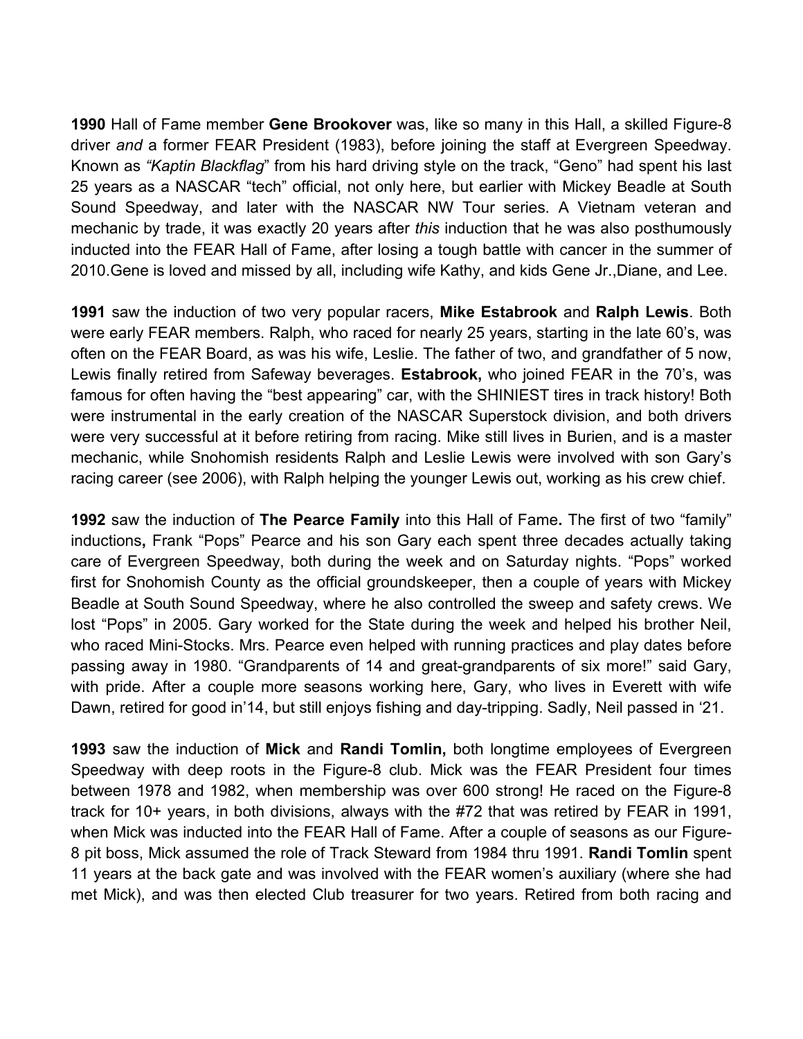**1990** Hall of Fame member **Gene Brookover** was, like so many in this Hall, a skilled Figure-8 driver *and* a former FEAR President (1983), before joining the staff at Evergreen Speedway. Known as *"Kaptin Blackflag*" from his hard driving style on the track, "Geno" had spent his last 25 years as a NASCAR "tech" official, not only here, but earlier with Mickey Beadle at South Sound Speedway, and later with the NASCAR NW Tour series. A Vietnam veteran and mechanic by trade, it was exactly 20 years after *this* induction that he was also posthumously inducted into the FEAR Hall of Fame, after losing a tough battle with cancer in the summer of 2010.Gene is loved and missed by all, including wife Kathy, and kids Gene Jr.,Diane, and Lee.

**1991** saw the induction of two very popular racers, **Mike Estabrook** and **Ralph Lewis**. Both were early FEAR members. Ralph, who raced for nearly 25 years, starting in the late 60's, was often on the FEAR Board, as was his wife, Leslie. The father of two, and grandfather of 5 now, Lewis finally retired from Safeway beverages. **Estabrook,** who joined FEAR in the 70's, was famous for often having the "best appearing" car, with the SHINIEST tires in track history! Both were instrumental in the early creation of the NASCAR Superstock division, and both drivers were very successful at it before retiring from racing. Mike still lives in Burien, and is a master mechanic, while Snohomish residents Ralph and Leslie Lewis were involved with son Gary's racing career (see 2006), with Ralph helping the younger Lewis out, working as his crew chief.

**1992** saw the induction of **The Pearce Family** into this Hall of Fame**.** The first of two "family" inductions**,** Frank "Pops" Pearce and his son Gary each spent three decades actually taking care of Evergreen Speedway, both during the week and on Saturday nights. "Pops" worked first for Snohomish County as the official groundskeeper, then a couple of years with Mickey Beadle at South Sound Speedway, where he also controlled the sweep and safety crews. We lost "Pops" in 2005. Gary worked for the State during the week and helped his brother Neil, who raced Mini-Stocks. Mrs. Pearce even helped with running practices and play dates before passing away in 1980. "Grandparents of 14 and great-grandparents of six more!" said Gary, with pride. After a couple more seasons working here, Gary, who lives in Everett with wife Dawn, retired for good in'14, but still enjoys fishing and day-tripping. Sadly, Neil passed in '21.

**1993** saw the induction of **Mick** and **Randi Tomlin,** both longtime employees of Evergreen Speedway with deep roots in the Figure-8 club. Mick was the FEAR President four times between 1978 and 1982, when membership was over 600 strong! He raced on the Figure-8 track for 10+ years, in both divisions, always with the #72 that was retired by FEAR in 1991, when Mick was inducted into the FEAR Hall of Fame. After a couple of seasons as our Figure-8 pit boss, Mick assumed the role of Track Steward from 1984 thru 1991. **Randi Tomlin** spent 11 years at the back gate and was involved with the FEAR women's auxiliary (where she had met Mick), and was then elected Club treasurer for two years. Retired from both racing and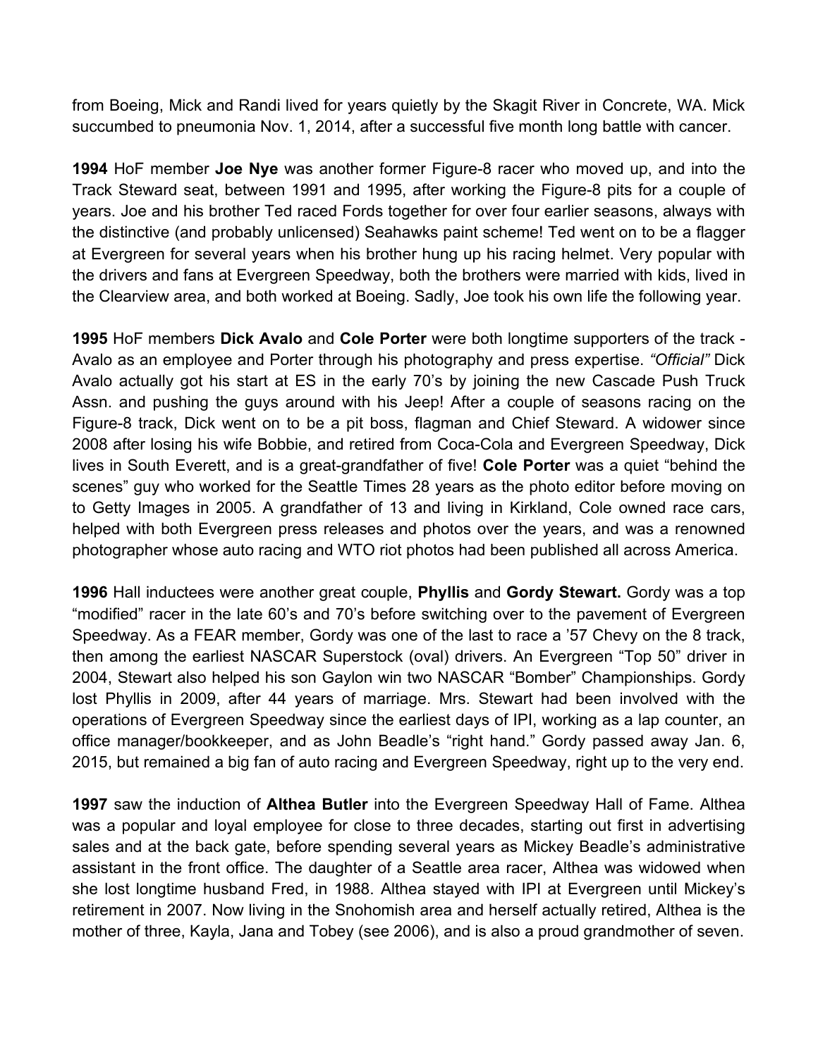from Boeing, Mick and Randi lived for years quietly by the Skagit River in Concrete, WA. Mick succumbed to pneumonia Nov. 1, 2014, after a successful five month long battle with cancer.

**1994** HoF member **Joe Nye** was another former Figure-8 racer who moved up, and into the Track Steward seat, between 1991 and 1995, after working the Figure-8 pits for a couple of years. Joe and his brother Ted raced Fords together for over four earlier seasons, always with the distinctive (and probably unlicensed) Seahawks paint scheme! Ted went on to be a flagger at Evergreen for several years when his brother hung up his racing helmet. Very popular with the drivers and fans at Evergreen Speedway, both the brothers were married with kids, lived in the Clearview area, and both worked at Boeing. Sadly, Joe took his own life the following year.

**1995** HoF members **Dick Avalo** and **Cole Porter** were both longtime supporters of the track - Avalo as an employee and Porter through his photography and press expertise. *"Official"* Dick Avalo actually got his start at ES in the early 70's by joining the new Cascade Push Truck Assn. and pushing the guys around with his Jeep! After a couple of seasons racing on the Figure-8 track, Dick went on to be a pit boss, flagman and Chief Steward. A widower since 2008 after losing his wife Bobbie, and retired from Coca-Cola and Evergreen Speedway, Dick lives in South Everett, and is a great-grandfather of five! **Cole Porter** was a quiet "behind the scenes" guy who worked for the Seattle Times 28 years as the photo editor before moving on to Getty Images in 2005. A grandfather of 13 and living in Kirkland, Cole owned race cars, helped with both Evergreen press releases and photos over the years, and was a renowned photographer whose auto racing and WTO riot photos had been published all across America.

**1996** Hall inductees were another great couple, **Phyllis** and **Gordy Stewart.** Gordy was a top "modified" racer in the late 60's and 70's before switching over to the pavement of Evergreen Speedway. As a FEAR member, Gordy was one of the last to race a '57 Chevy on the 8 track, then among the earliest NASCAR Superstock (oval) drivers. An Evergreen "Top 50" driver in 2004, Stewart also helped his son Gaylon win two NASCAR "Bomber" Championships. Gordy lost Phyllis in 2009, after 44 years of marriage. Mrs. Stewart had been involved with the operations of Evergreen Speedway since the earliest days of IPI, working as a lap counter, an office manager/bookkeeper, and as John Beadle's "right hand." Gordy passed away Jan. 6, 2015, but remained a big fan of auto racing and Evergreen Speedway, right up to the very end.

**1997** saw the induction of **Althea Butler** into the Evergreen Speedway Hall of Fame. Althea was a popular and loyal employee for close to three decades, starting out first in advertising sales and at the back gate, before spending several years as Mickey Beadle's administrative assistant in the front office. The daughter of a Seattle area racer, Althea was widowed when she lost longtime husband Fred, in 1988. Althea stayed with IPI at Evergreen until Mickey's retirement in 2007. Now living in the Snohomish area and herself actually retired, Althea is the mother of three, Kayla, Jana and Tobey (see 2006), and is also a proud grandmother of seven.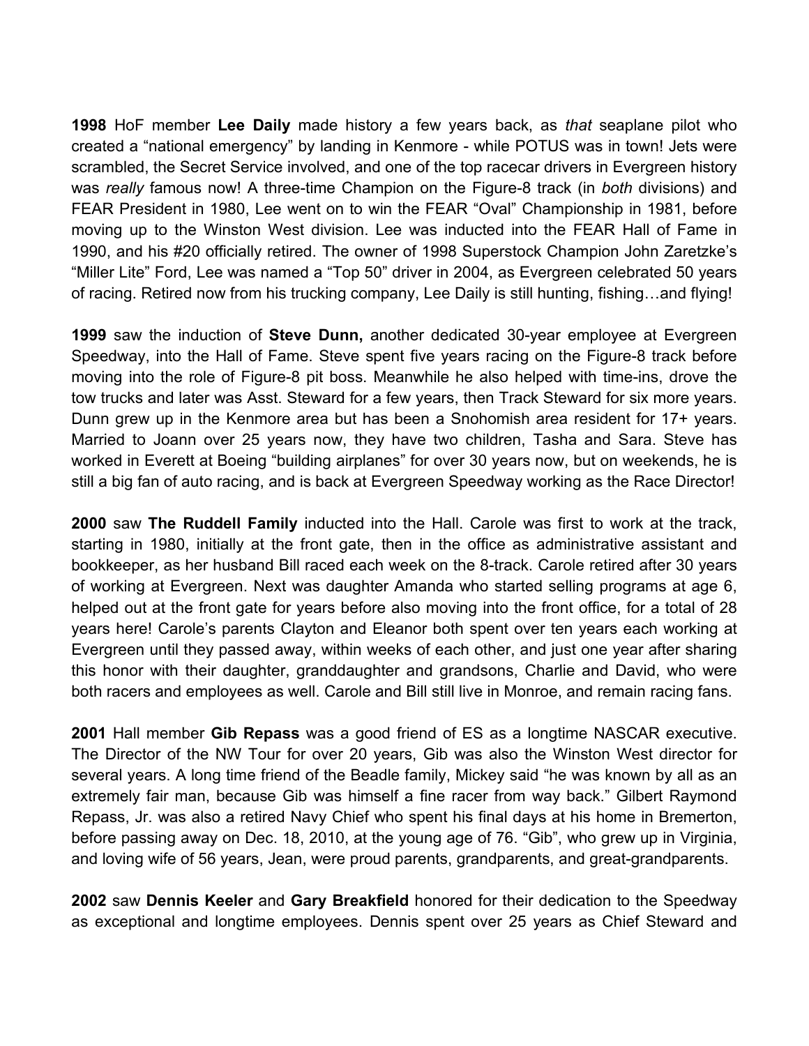**1998** HoF member **Lee Daily** made history a few years back, as *that* seaplane pilot who created a "national emergency" by landing in Kenmore - while POTUS was in town! Jets were scrambled, the Secret Service involved, and one of the top racecar drivers in Evergreen history was *really* famous now! A three-time Champion on the Figure-8 track (in *both* divisions) and FEAR President in 1980, Lee went on to win the FEAR "Oval" Championship in 1981, before moving up to the Winston West division. Lee was inducted into the FEAR Hall of Fame in 1990, and his #20 officially retired. The owner of 1998 Superstock Champion John Zaretzke's "Miller Lite" Ford, Lee was named a "Top 50" driver in 2004, as Evergreen celebrated 50 years of racing. Retired now from his trucking company, Lee Daily is still hunting, fishing…and flying!

**1999** saw the induction of **Steve Dunn,** another dedicated 30-year employee at Evergreen Speedway, into the Hall of Fame. Steve spent five years racing on the Figure-8 track before moving into the role of Figure-8 pit boss. Meanwhile he also helped with time-ins, drove the tow trucks and later was Asst. Steward for a few years, then Track Steward for six more years. Dunn grew up in the Kenmore area but has been a Snohomish area resident for 17+ years. Married to Joann over 25 years now, they have two children, Tasha and Sara. Steve has worked in Everett at Boeing "building airplanes" for over 30 years now, but on weekends, he is still a big fan of auto racing, and is back at Evergreen Speedway working as the Race Director!

**2000** saw **The Ruddell Family** inducted into the Hall. Carole was first to work at the track, starting in 1980, initially at the front gate, then in the office as administrative assistant and bookkeeper, as her husband Bill raced each week on the 8-track. Carole retired after 30 years of working at Evergreen. Next was daughter Amanda who started selling programs at age 6, helped out at the front gate for years before also moving into the front office, for a total of 28 years here! Carole's parents Clayton and Eleanor both spent over ten years each working at Evergreen until they passed away, within weeks of each other, and just one year after sharing this honor with their daughter, granddaughter and grandsons, Charlie and David, who were both racers and employees as well. Carole and Bill still live in Monroe, and remain racing fans.

**2001** Hall member **Gib Repass** was a good friend of ES as a longtime NASCAR executive. The Director of the NW Tour for over 20 years, Gib was also the Winston West director for several years. A long time friend of the Beadle family, Mickey said "he was known by all as an extremely fair man, because Gib was himself a fine racer from way back." Gilbert Raymond Repass, Jr. was also a retired Navy Chief who spent his final days at his home in Bremerton, before passing away on Dec. 18, 2010, at the young age of 76. "Gib", who grew up in Virginia, and loving wife of 56 years, Jean, were proud parents, grandparents, and great-grandparents.

**2002** saw **Dennis Keeler** and **Gary Breakfield** honored for their dedication to the Speedway as exceptional and longtime employees. Dennis spent over 25 years as Chief Steward and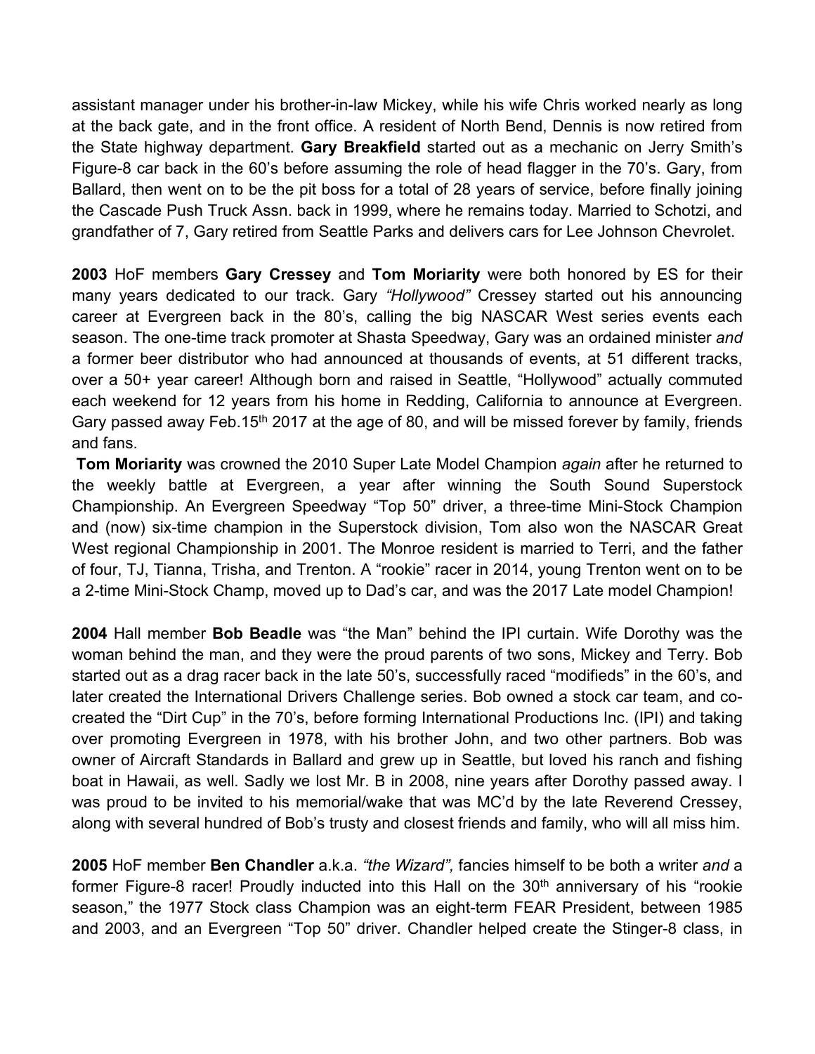assistant manager under his brother-in-law Mickey, while his wife Chris worked nearly as long at the back gate, and in the front office. A resident of North Bend, Dennis is now retired from the State highway department. **Gary Breakfield** started out as a mechanic on Jerry Smith's Figure-8 car back in the 60's before assuming the role of head flagger in the 70's. Gary, from Ballard, then went on to be the pit boss for a total of 28 years of service, before finally joining the Cascade Push Truck Assn. back in 1999, where he remains today. Married to Schotzi, and grandfather of 7, Gary retired from Seattle Parks and delivers cars for Lee Johnson Chevrolet.

**2003** HoF members **Gary Cressey** and **Tom Moriarity** were both honored by ES for their many years dedicated to our track. Gary *"Hollywood"* Cressey started out his announcing career at Evergreen back in the 80's, calling the big NASCAR West series events each season. The one-time track promoter at Shasta Speedway, Gary was an ordained minister *and* a former beer distributor who had announced at thousands of events, at 51 different tracks, over a 50+ year career! Although born and raised in Seattle, "Hollywood" actually commuted each weekend for 12 years from his home in Redding, California to announce at Evergreen. Gary passed away Feb.15th 2017 at the age of 80, and will be missed forever by family, friends and fans.

**Tom Moriarity** was crowned the 2010 Super Late Model Champion *again* after he returned to the weekly battle at Evergreen, a year after winning the South Sound Superstock Championship. An Evergreen Speedway "Top 50" driver, a three-time Mini-Stock Champion and (now) six-time champion in the Superstock division, Tom also won the NASCAR Great West regional Championship in 2001. The Monroe resident is married to Terri, and the father of four, TJ, Tianna, Trisha, and Trenton. A "rookie" racer in 2014, young Trenton went on to be a 2-time Mini-Stock Champ, moved up to Dad's car, and was the 2017 Late model Champion!

**2004** Hall member **Bob Beadle** was "the Man" behind the IPI curtain. Wife Dorothy was the woman behind the man, and they were the proud parents of two sons, Mickey and Terry. Bob started out as a drag racer back in the late 50's, successfully raced "modifieds" in the 60's, and later created the International Drivers Challenge series. Bob owned a stock car team, and co-created the "Dirt Cup" in the 70's, before forming International Productions Inc. (IPI) and taking over promoting Evergreen in 1978, with his brother John, and two other partners. Bob was owner of Aircraft Standards in Ballard and grew up in Seattle, but loved his ranch and fishing boat in Hawaii, as well. Sadly we lost Mr. B in 2008, nine years after Dorothy passed away. I was proud to be invited to his memorial/wake that was MC'd by the late Reverend Cressey, along with several hundred of Bob's trusty and closest friends and family, who will all miss him.

**2005** HoF member **Ben Chandler** a.k.a. *"the Wizard",* fancies himself to be both a writer *and* a former Figure-8 racer! Proudly inducted into this Hall on the 30th anniversary of his "rookie season," the 1977 Stock class Champion was an eight-term FEAR President, between 1985 and 2003, and an Evergreen "Top 50" driver. Chandler helped create the Stinger-8 class, in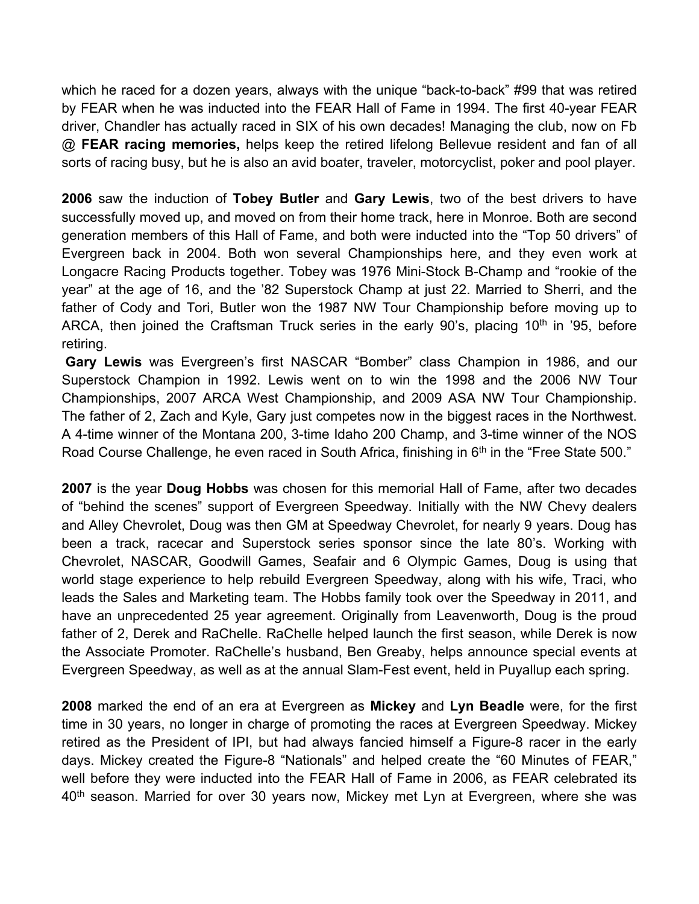which he raced for a dozen years, always with the unique "back-to-back" #99 that was retired by FEAR when he was inducted into the FEAR Hall of Fame in 1994. The first 40-year FEAR driver, Chandler has actually raced in SIX of his own decades! Managing the club, now on Fb @ **FEAR racing memories,** helps keep the retired lifelong Bellevue resident and fan of all sorts of racing busy, but he is also an avid boater, traveler, motorcyclist, poker and pool player.

**2006** saw the induction of **Tobey Butler** and **Gary Lewis**, two of the best drivers to have successfully moved up, and moved on from their home track, here in Monroe. Both are second generation members of this Hall of Fame, and both were inducted into the "Top 50 drivers" of Evergreen back in 2004. Both won several Championships here, and they even work at Longacre Racing Products together. Tobey was 1976 Mini-Stock B-Champ and "rookie of the year" at the age of 16, and the '82 Superstock Champ at just 22. Married to Sherri, and the father of Cody and Tori, Butler won the 1987 NW Tour Championship before moving up to ARCA, then joined the Craftsman Truck series in the early 90's, placing 10th in '95, before retiring.

**Gary Lewis** was Evergreen's first NASCAR "Bomber" class Champion in 1986, and our Superstock Champion in 1992. Lewis went on to win the 1998 and the 2006 NW Tour Championships, 2007 ARCA West Championship, and 2009 ASA NW Tour Championship. The father of 2, Zach and Kyle, Gary just competes now in the biggest races in the Northwest. A 4-time winner of the Montana 200, 3-time Idaho 200 Champ, and 3-time winner of the NOS Road Course Challenge, he even raced in South Africa, finishing in 6th in the "Free State 500."

**2007** is the year **Doug Hobbs** was chosen for this memorial Hall of Fame, after two decades of "behind the scenes" support of Evergreen Speedway. Initially with the NW Chevy dealers and Alley Chevrolet, Doug was then GM at Speedway Chevrolet, for nearly 9 years. Doug has been a track, racecar and Superstock series sponsor since the late 80's. Working with Chevrolet, NASCAR, Goodwill Games, Seafair and 6 Olympic Games, Doug is using that world stage experience to help rebuild Evergreen Speedway, along with his wife, Traci, who leads the Sales and Marketing team. The Hobbs family took over the Speedway in 2011, and have an unprecedented 25 year agreement. Originally from Leavenworth, Doug is the proud father of 2, Derek and RaChelle. RaChelle helped launch the first season, while Derek is now the Associate Promoter. RaChelle's husband, Ben Greaby, helps announce special events at Evergreen Speedway, as well as at the annual Slam-Fest event, held in Puyallup each spring.

**2008** marked the end of an era at Evergreen as **Mickey** and **Lyn Beadle** were, for the first time in 30 years, no longer in charge of promoting the races at Evergreen Speedway. Mickey retired as the President of IPI, but had always fancied himself a Figure-8 racer in the early days. Mickey created the Figure-8 "Nationals" and helped create the "60 Minutes of FEAR," well before they were inducted into the FEAR Hall of Fame in 2006, as FEAR celebrated its 40th season. Married for over 30 years now, Mickey met Lyn at Evergreen, where she was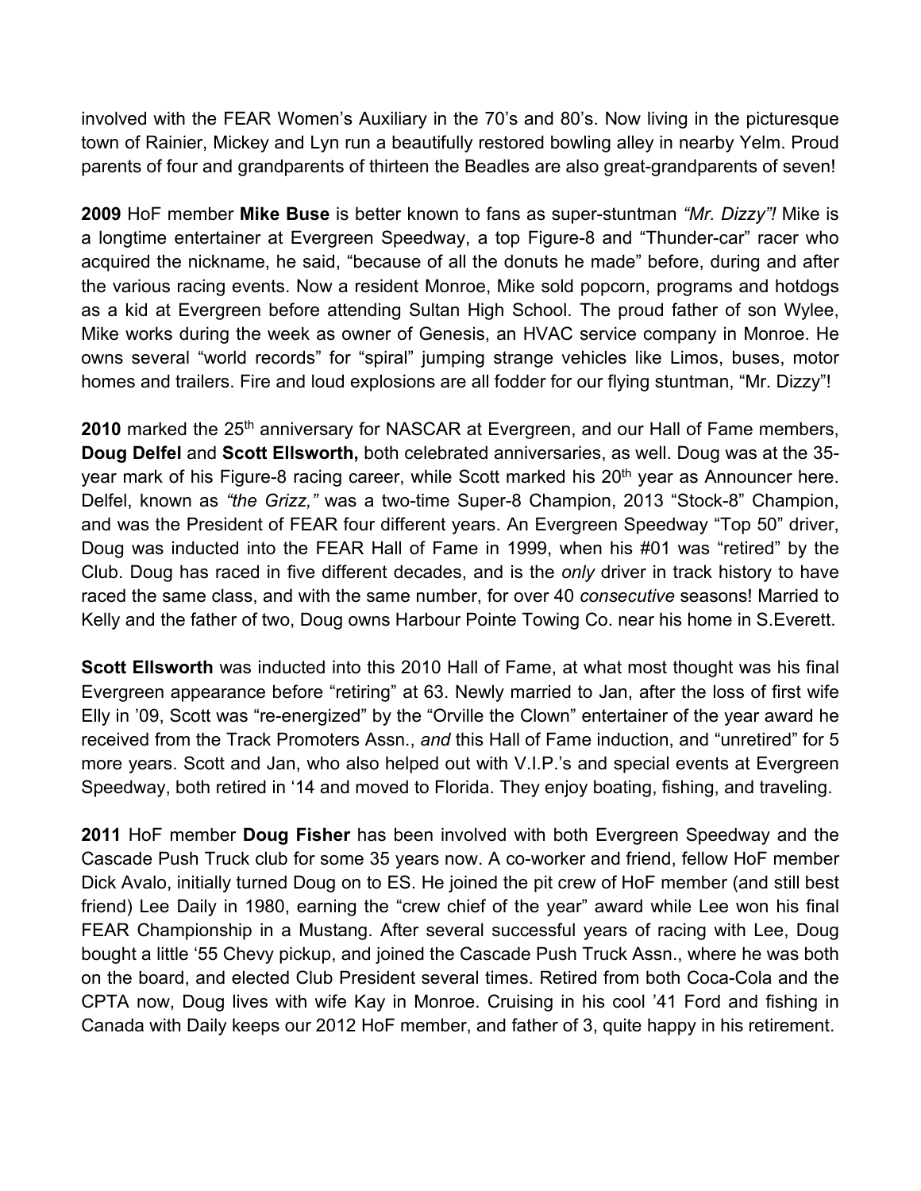involved with the FEAR Women's Auxiliary in the 70's and 80's. Now living in the picturesque town of Rainier, Mickey and Lyn run a beautifully restored bowling alley in nearby Yelm. Proud parents of four and grandparents of thirteen the Beadles are also great-grandparents of seven!

**2009** HoF member **Mike Buse** is better known to fans as super-stuntman *"Mr. Dizzy"!* Mike is a longtime entertainer at Evergreen Speedway, a top Figure-8 and "Thunder-car" racer who acquired the nickname, he said, "because of all the donuts he made" before, during and after the various racing events. Now a resident Monroe, Mike sold popcorn, programs and hotdogs as a kid at Evergreen before attending Sultan High School. The proud father of son Wylee, Mike works during the week as owner of Genesis, an HVAC service company in Monroe. He owns several "world records" for "spiral" jumping strange vehicles like Limos, buses, motor homes and trailers. Fire and loud explosions are all fodder for our flying stuntman, "Mr. Dizzy"!

**2010** marked the 25th anniversary for NASCAR at Evergreen, and our Hall of Fame members, **Doug Delfel** and **Scott Ellsworth,** both celebrated anniversaries, as well. Doug was at the 35-year mark of his Figure-8 racing career, while Scott marked his 20th year as Announcer here. Delfel, known as *"the Grizz,"* was a two-time Super-8 Champion, 2013 "Stock-8" Champion, and was the President of FEAR four different years. An Evergreen Speedway "Top 50" driver, Doug was inducted into the FEAR Hall of Fame in 1999, when his #01 was "retired" by the Club. Doug has raced in five different decades, and is the *only* driver in track history to have raced the same class, and with the same number, for over 40 *consecutive* seasons! Married to Kelly and the father of two, Doug owns Harbour Pointe Towing Co. near his home in S.Everett.

**Scott Ellsworth** was inducted into this 2010 Hall of Fame, at what most thought was his final Evergreen appearance before "retiring" at 63. Newly married to Jan, after the loss of first wife Elly in '09, Scott was "re-energized" by the "Orville the Clown" entertainer of the year award he received from the Track Promoters Assn., *and* this Hall of Fame induction, and "unretired" for 5 more years. Scott and Jan, who also helped out with V.I.P.'s and special events at Evergreen Speedway, both retired in '14 and moved to Florida. They enjoy boating, fishing, and traveling.

**2011** HoF member **Doug Fisher** has been involved with both Evergreen Speedway and the Cascade Push Truck club for some 35 years now. A co-worker and friend, fellow HoF member Dick Avalo, initially turned Doug on to ES. He joined the pit crew of HoF member (and still best friend) Lee Daily in 1980, earning the "crew chief of the year" award while Lee won his final FEAR Championship in a Mustang. After several successful years of racing with Lee, Doug bought a little '55 Chevy pickup, and joined the Cascade Push Truck Assn., where he was both on the board, and elected Club President several times. Retired from both Coca-Cola and the CPTA now, Doug lives with wife Kay in Monroe. Cruising in his cool '41 Ford and fishing in Canada with Daily keeps our 2012 HoF member, and father of 3, quite happy in his retirement.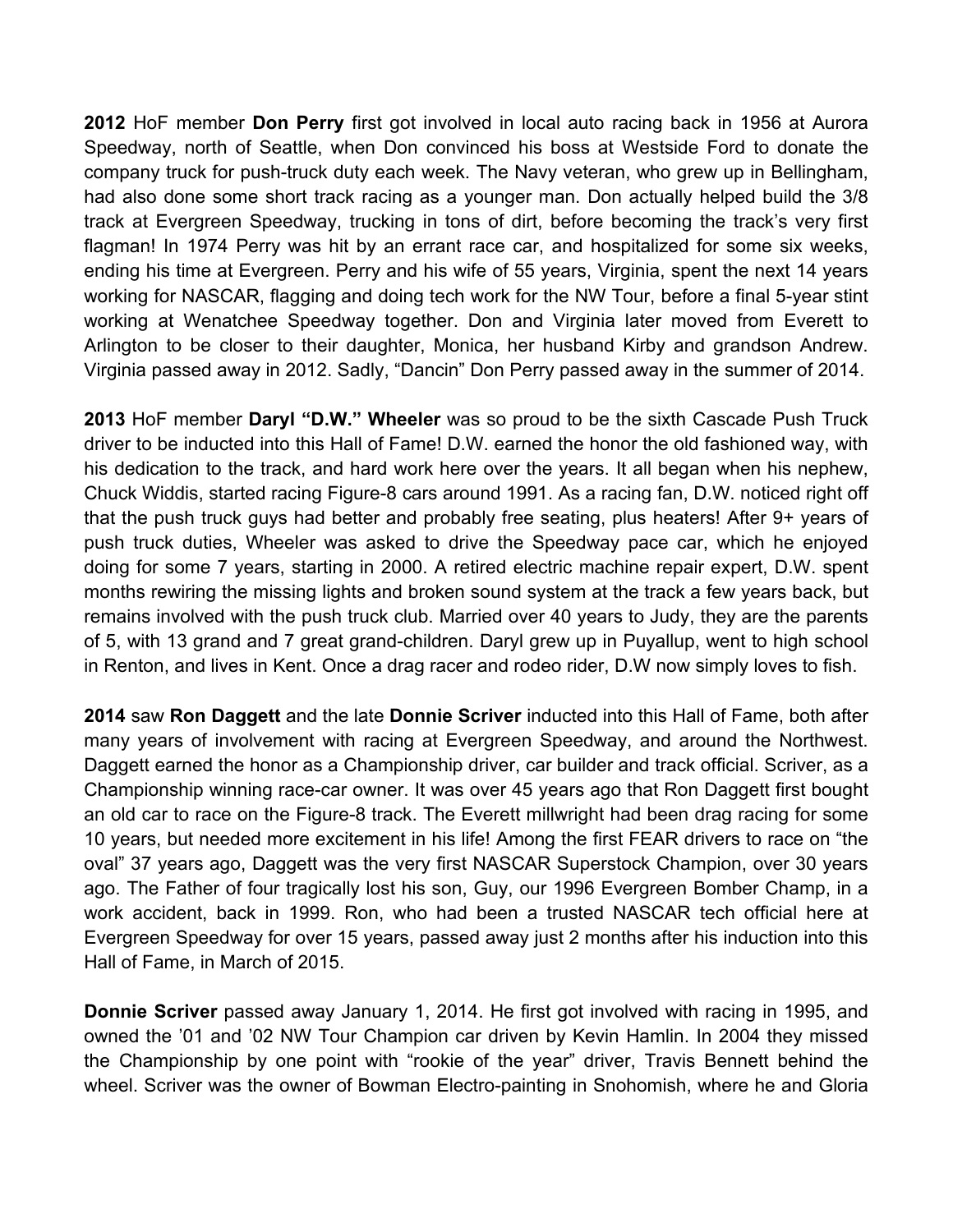**2012** HoF member **Don Perry** first got involved in local auto racing back in 1956 at Aurora Speedway, north of Seattle, when Don convinced his boss at Westside Ford to donate the company truck for push-truck duty each week. The Navy veteran, who grew up in Bellingham, had also done some short track racing as a younger man. Don actually helped build the 3/8 track at Evergreen Speedway, trucking in tons of dirt, before becoming the track's very first flagman! In 1974 Perry was hit by an errant race car, and hospitalized for some six weeks, ending his time at Evergreen. Perry and his wife of 55 years, Virginia, spent the next 14 years working for NASCAR, flagging and doing tech work for the NW Tour, before a final 5-year stint working at Wenatchee Speedway together. Don and Virginia later moved from Everett to Arlington to be closer to their daughter, Monica, her husband Kirby and grandson Andrew. Virginia passed away in 2012. Sadly, "Dancin" Don Perry passed away in the summer of 2014.

**2013** HoF member **Daryl "D.W." Wheeler** was so proud to be the sixth Cascade Push Truck driver to be inducted into this Hall of Fame! D.W. earned the honor the old fashioned way, with his dedication to the track, and hard work here over the years. It all began when his nephew, Chuck Widdis, started racing Figure-8 cars around 1991. As a racing fan, D.W. noticed right off that the push truck guys had better and probably free seating, plus heaters! After 9+ years of push truck duties, Wheeler was asked to drive the Speedway pace car, which he enjoyed doing for some 7 years, starting in 2000. A retired electric machine repair expert, D.W. spent months rewiring the missing lights and broken sound system at the track a few years back, but remains involved with the push truck club. Married over 40 years to Judy, they are the parents of 5, with 13 grand and 7 great grand-children. Daryl grew up in Puyallup, went to high school in Renton, and lives in Kent. Once a drag racer and rodeo rider, D.W now simply loves to fish.

**2014** saw **Ron Daggett** and the late **Donnie Scriver** inducted into this Hall of Fame, both after many years of involvement with racing at Evergreen Speedway, and around the Northwest. Daggett earned the honor as a Championship driver, car builder and track official. Scriver, as a Championship winning race-car owner. It was over 45 years ago that Ron Daggett first bought an old car to race on the Figure-8 track. The Everett millwright had been drag racing for some 10 years, but needed more excitement in his life! Among the first FEAR drivers to race on "the oval" 37 years ago, Daggett was the very first NASCAR Superstock Champion, over 30 years ago. The Father of four tragically lost his son, Guy, our 1996 Evergreen Bomber Champ, in a work accident, back in 1999. Ron, who had been a trusted NASCAR tech official here at Evergreen Speedway for over 15 years, passed away just 2 months after his induction into this Hall of Fame, in March of 2015.

**Donnie Scriver** passed away January 1, 2014. He first got involved with racing in 1995, and owned the '01 and '02 NW Tour Champion car driven by Kevin Hamlin. In 2004 they missed the Championship by one point with "rookie of the year" driver, Travis Bennett behind the wheel. Scriver was the owner of Bowman Electro-painting in Snohomish, where he and Gloria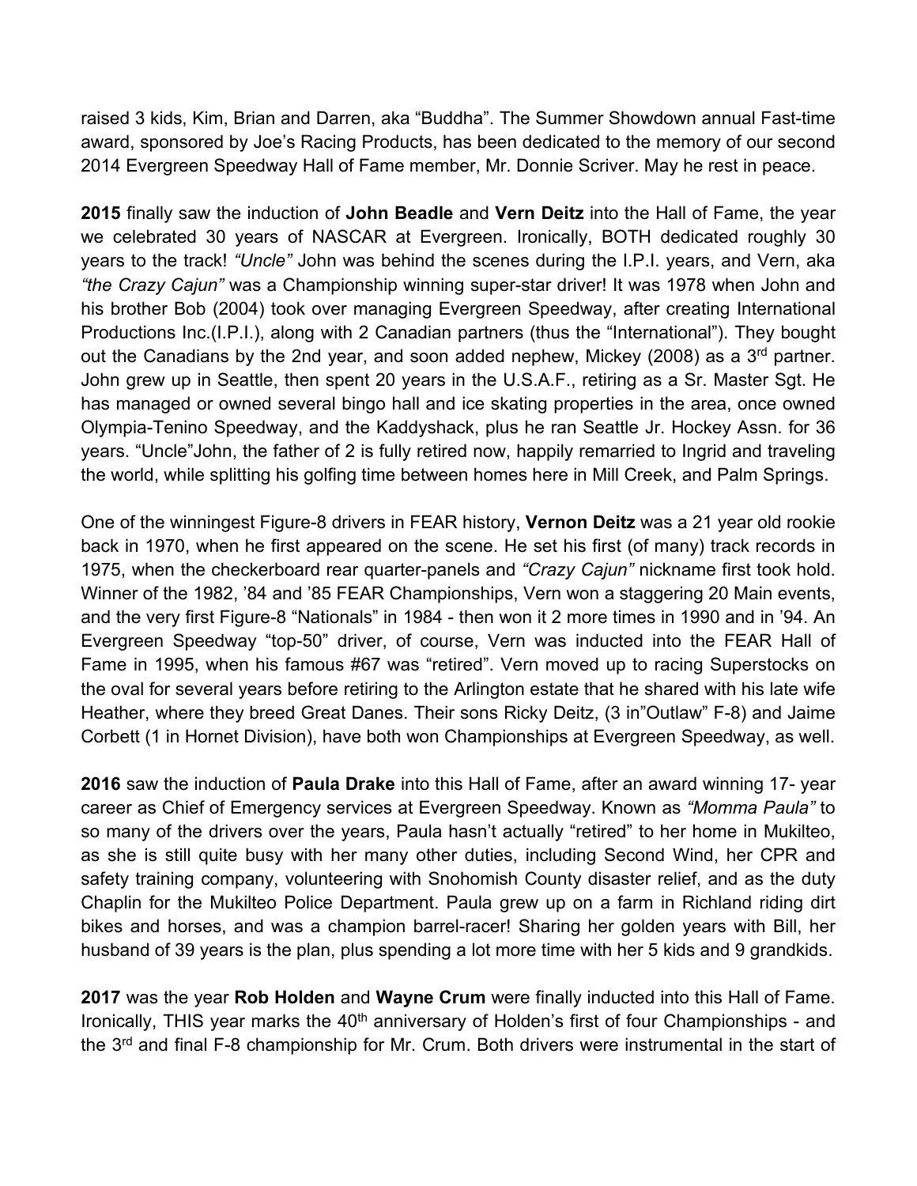raised 3 kids, Kim, Brian and Darren, aka “Buddha”. The Summer Showdown annual Fast-time award, sponsored by Joe’s Racing Products, has been dedicated to the memory of our second 2014 Evergreen Speedway Hall of Fame member, Mr. Donnie Scriver. May he rest in peace.

**2015** finally saw the induction of **John Beadle** and **Vern Deitz** into the Hall of Fame, the year we celebrated 30 years of NASCAR at Evergreen. Ironically, BOTH dedicated roughly 30 years to the track! *“Uncle”* John was behind the scenes during the I.P.I. years, and Vern, aka *“the Crazy Cajun”* was a Championship winning super-star driver! It was 1978 when John and his brother Bob (2004) took over managing Evergreen Speedway, after creating International Productions Inc.(I.P.I.), along with 2 Canadian partners (thus the “International”). They bought out the Canadians by the 2nd year, and soon added nephew, Mickey (2008) as a 3rd partner. John grew up in Seattle, then spent 20 years in the U.S.A.F., retiring as a Sr. Master Sgt. He has managed or owned several bingo hall and ice skating properties in the area, once owned Olympia-Tenino Speedway, and the Kaddyshack, plus he ran Seattle Jr. Hockey Assn. for 36 years. “Uncle”John, the father of 2 is fully retired now, happily remarried to Ingrid and traveling the world, while splitting his golfing time between homes here in Mill Creek, and Palm Springs.

One of the winningest Figure-8 drivers in FEAR history, **Vernon Deitz** was a 21 year old rookie back in 1970, when he first appeared on the scene. He set his first (of many) track records in 1975, when the checkerboard rear quarter-panels and *“Crazy Cajun”* nickname first took hold. Winner of the 1982, ’84 and ’85 FEAR Championships, Vern won a staggering 20 Main events, and the very first Figure-8 “Nationals” in 1984 - then won it 2 more times in 1990 and in ’94. An Evergreen Speedway “top-50” driver, of course, Vern was inducted into the FEAR Hall of Fame in 1995, when his famous #67 was “retired”. Vern moved up to racing Superstocks on the oval for several years before retiring to the Arlington estate that he shared with his late wife Heather, where they breed Great Danes. Their sons Ricky Deitz, (3 in”Outlaw” F-8) and Jaime Corbett (1 in Hornet Division), have both won Championships at Evergreen Speedway, as well.

**2016** saw the induction of **Paula Drake** into this Hall of Fame, after an award winning 17- year career as Chief of Emergency services at Evergreen Speedway. Known as *“Momma Paula”* to so many of the drivers over the years, Paula hasn’t actually “retired” to her home in Mukilteo, as she is still quite busy with her many other duties, including Second Wind, her CPR and safety training company, volunteering with Snohomish County disaster relief, and as the duty Chaplin for the Mukilteo Police Department. Paula grew up on a farm in Richland riding dirt bikes and horses, and was a champion barrel-racer! Sharing her golden years with Bill, her husband of 39 years is the plan, plus spending a lot more time with her 5 kids and 9 grandkids.

**2017** was the year **Rob Holden** and **Wayne Crum** were finally inducted into this Hall of Fame. Ironically, THIS year marks the 40th anniversary of Holden’s first of four Championships - and the 3rd and final F-8 championship for Mr. Crum. Both drivers were instrumental in the start of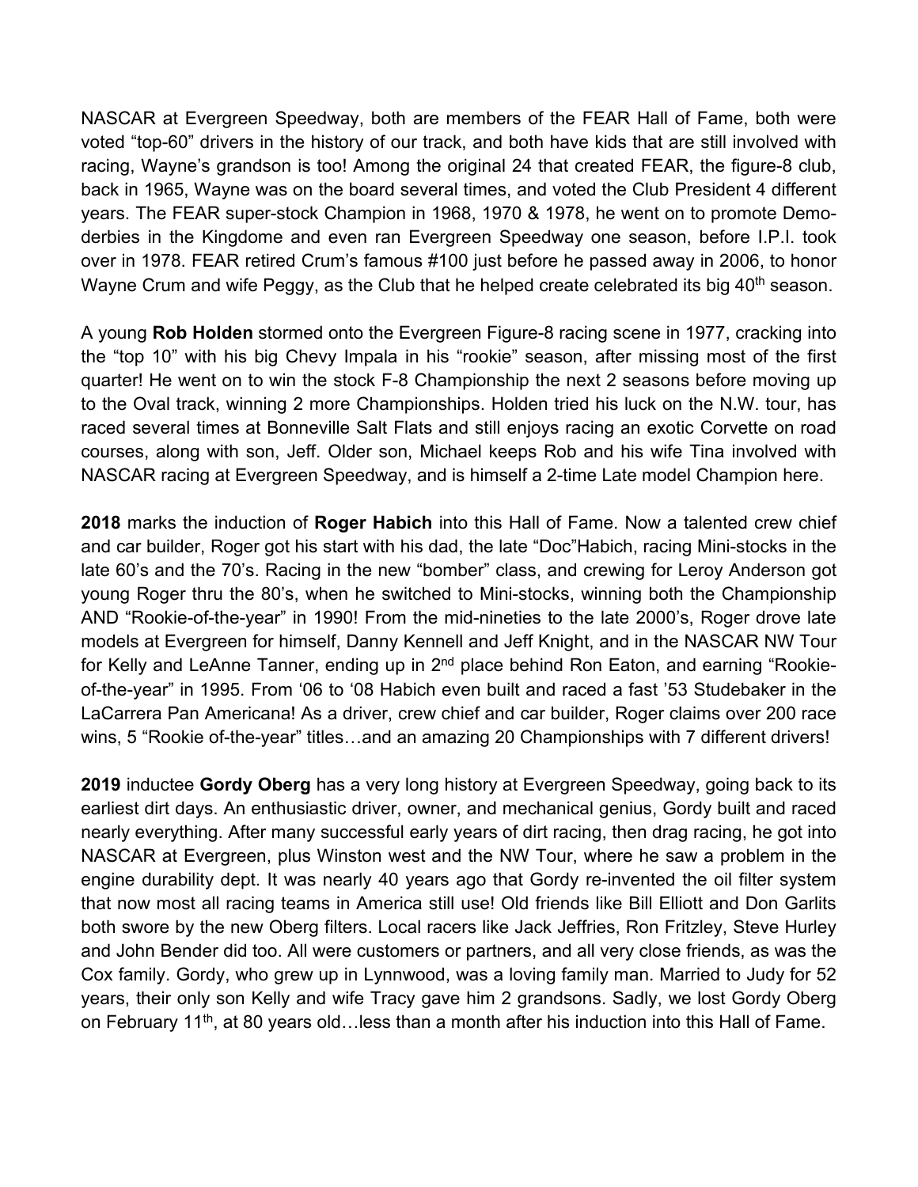NASCAR at Evergreen Speedway, both are members of the FEAR Hall of Fame, both were voted "top-60" drivers in the history of our track, and both have kids that are still involved with racing, Wayne's grandson is too! Among the original 24 that created FEAR, the figure-8 club, back in 1965, Wayne was on the board several times, and voted the Club President 4 different years. The FEAR super-stock Champion in 1968, 1970 & 1978, he went on to promote Demo-derbies in the Kingdome and even ran Evergreen Speedway one season, before I.P.I. took over in 1978. FEAR retired Crum's famous #100 just before he passed away in 2006, to honor Wayne Crum and wife Peggy, as the Club that he helped create celebrated its big 40th season.

A young **Rob Holden** stormed onto the Evergreen Figure-8 racing scene in 1977, cracking into the "top 10" with his big Chevy Impala in his "rookie" season, after missing most of the first quarter! He went on to win the stock F-8 Championship the next 2 seasons before moving up to the Oval track, winning 2 more Championships. Holden tried his luck on the N.W. tour, has raced several times at Bonneville Salt Flats and still enjoys racing an exotic Corvette on road courses, along with son, Jeff. Older son, Michael keeps Rob and his wife Tina involved with NASCAR racing at Evergreen Speedway, and is himself a 2-time Late model Champion here.

**2018** marks the induction of **Roger Habich** into this Hall of Fame. Now a talented crew chief and car builder, Roger got his start with his dad, the late "Doc"Habich, racing Mini-stocks in the late 60's and the 70's. Racing in the new "bomber" class, and crewing for Leroy Anderson got young Roger thru the 80's, when he switched to Mini-stocks, winning both the Championship AND "Rookie-of-the-year" in 1990! From the mid-nineties to the late 2000's, Roger drove late models at Evergreen for himself, Danny Kennell and Jeff Knight, and in the NASCAR NW Tour for Kelly and LeAnne Tanner, ending up in 2nd place behind Ron Eaton, and earning "Rookie-of-the-year" in 1995. From '06 to '08 Habich even built and raced a fast '53 Studebaker in the LaCarrera Pan Americana! As a driver, crew chief and car builder, Roger claims over 200 race wins, 5 "Rookie of-the-year" titles…and an amazing 20 Championships with 7 different drivers!

**2019** inductee **Gordy Oberg** has a very long history at Evergreen Speedway, going back to its earliest dirt days. An enthusiastic driver, owner, and mechanical genius, Gordy built and raced nearly everything. After many successful early years of dirt racing, then drag racing, he got into NASCAR at Evergreen, plus Winston west and the NW Tour, where he saw a problem in the engine durability dept. It was nearly 40 years ago that Gordy re-invented the oil filter system that now most all racing teams in America still use! Old friends like Bill Elliott and Don Garlits both swore by the new Oberg filters. Local racers like Jack Jeffries, Ron Fritzley, Steve Hurley and John Bender did too. All were customers or partners, and all very close friends, as was the Cox family. Gordy, who grew up in Lynnwood, was a loving family man. Married to Judy for 52 years, their only son Kelly and wife Tracy gave him 2 grandsons. Sadly, we lost Gordy Oberg on February 11th, at 80 years old…less than a month after his induction into this Hall of Fame.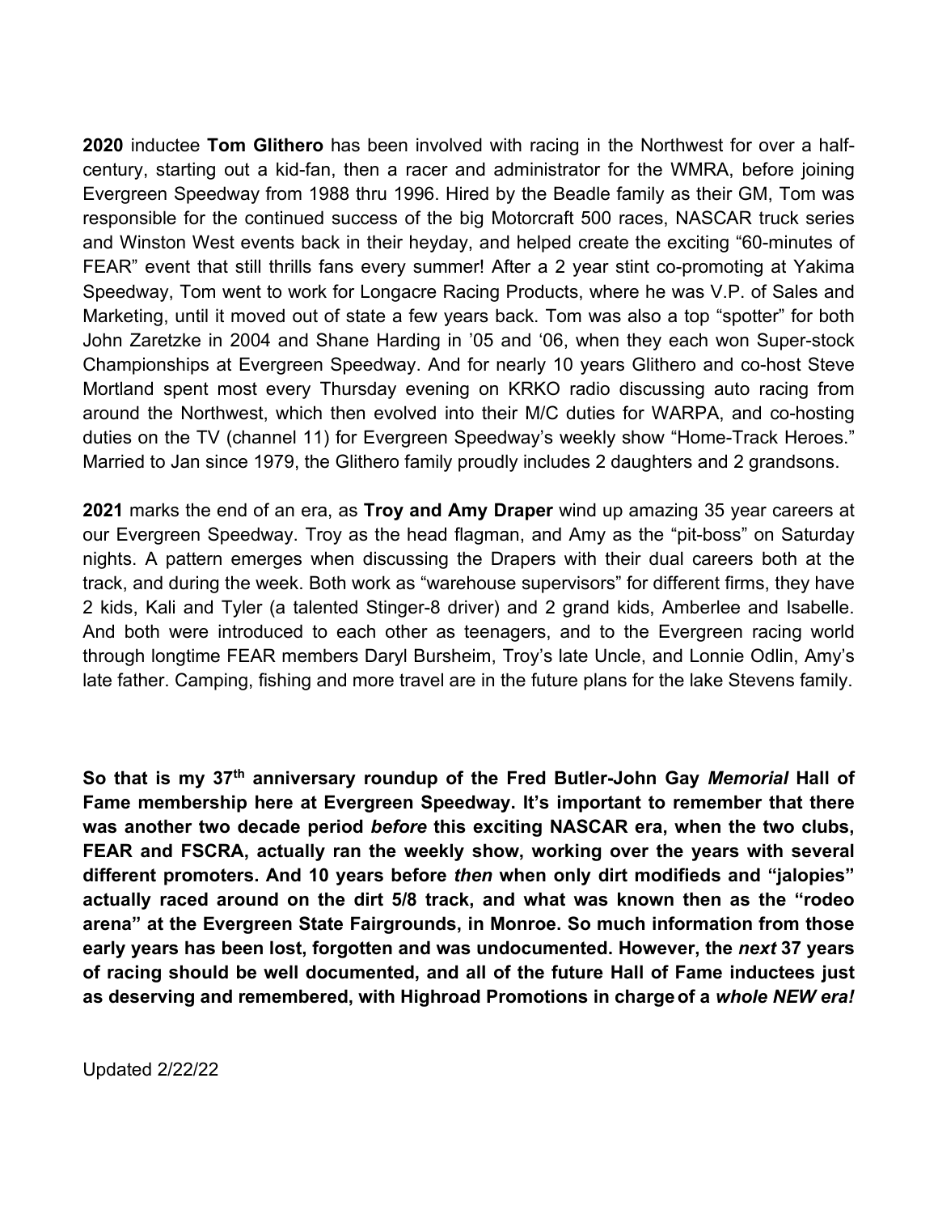**2020** inductee **Tom Glithero** has been involved with racing in the Northwest for over a half-century, starting out a kid-fan, then a racer and administrator for the WMRA, before joining Evergreen Speedway from 1988 thru 1996. Hired by the Beadle family as their GM, Tom was responsible for the continued success of the big Motorcraft 500 races, NASCAR truck series and Winston West events back in their heyday, and helped create the exciting "60-minutes of FEAR" event that still thrills fans every summer! After a 2 year stint co-promoting at Yakima Speedway, Tom went to work for Longacre Racing Products, where he was V.P. of Sales and Marketing, until it moved out of state a few years back. Tom was also a top "spotter" for both John Zaretzke in 2004 and Shane Harding in '05 and '06, when they each won Super-stock Championships at Evergreen Speedway. And for nearly 10 years Glithero and co-host Steve Mortland spent most every Thursday evening on KRKO radio discussing auto racing from around the Northwest, which then evolved into their M/C duties for WARPA, and co-hosting duties on the TV (channel 11) for Evergreen Speedway's weekly show "Home-Track Heroes." Married to Jan since 1979, the Glithero family proudly includes 2 daughters and 2 grandsons.

**2021** marks the end of an era, as **Troy and Amy Draper** wind up amazing 35 year careers at our Evergreen Speedway. Troy as the head flagman, and Amy as the "pit-boss" on Saturday nights. A pattern emerges when discussing the Drapers with their dual careers both at the track, and during the week. Both work as "warehouse supervisors" for different firms, they have 2 kids, Kali and Tyler (a talented Stinger-8 driver) and 2 grand kids, Amberlee and Isabelle. And both were introduced to each other as teenagers, and to the Evergreen racing world through longtime FEAR members Daryl Bursheim, Troy's late Uncle, and Lonnie Odlin, Amy's late father. Camping, fishing and more travel are in the future plans for the lake Stevens family.

**So that is my 37th anniversary roundup of the Fred Butler-John Gay *Memorial* Hall of Fame membership here at Evergreen Speedway. It's important to remember that there was another two decade period *before* this exciting NASCAR era, when the two clubs, FEAR and FSCRA, actually ran the weekly show, working over the years with several different promoters. And 10 years before *then* when only dirt modifieds and "jalopies" actually raced around on the dirt 5/8 track, and what was known then as the "rodeo arena" at the Evergreen State Fairgrounds, in Monroe. So much information from those early years has been lost, forgotten and was undocumented. However, the *next* 37 years of racing should be well documented, and all of the future Hall of Fame inductees just as deserving and remembered, with Highroad Promotions in charge of a *whole NEW era!***

Updated 2/22/22